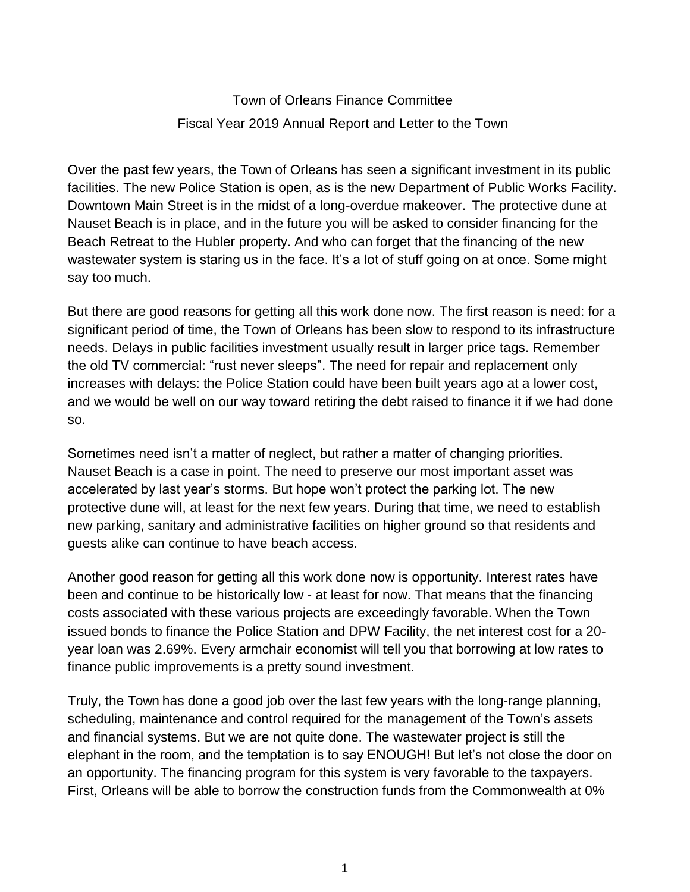# Town of Orleans Finance Committee

## Fiscal Year 2019 Annual Report and Letter to the Town

Over the past few years, the Town of Orleans has seen a significant investment in its public facilities. The new Police Station is open, as is the new Department of Public Works Facility. Downtown Main Street is in the midst of a long-overdue makeover. The protective dune at Nauset Beach is in place, and in the future you will be asked to consider financing for the Beach Retreat to the Hubler property. And who can forget that the financing of the new wastewater system is staring us in the face. It's a lot of stuff going on at once. Some might say too much.

But there are good reasons for getting all this work done now. The first reason is need: for a significant period of time, the Town of Orleans has been slow to respond to its infrastructure needs. Delays in public facilities investment usually result in larger price tags. Remember the old TV commercial: "rust never sleeps". The need for repair and replacement only increases with delays: the Police Station could have been built years ago at a lower cost, and we would be well on our way toward retiring the debt raised to finance it if we had done so.

Sometimes need isn't a matter of neglect, but rather a matter of changing priorities. Nauset Beach is a case in point. The need to preserve our most important asset was accelerated by last year's storms. But hope won't protect the parking lot. The new protective dune will, at least for the next few years. During that time, we need to establish new parking, sanitary and administrative facilities on higher ground so that residents and guests alike can continue to have beach access.

Another good reason for getting all this work done now is opportunity. Interest rates have been and continue to be historically low - at least for now. That means that the financing costs associated with these various projects are exceedingly favorable. When the Town issued bonds to finance the Police Station and DPW Facility, the net interest cost for a 20-year loan was 2.69%. Every armchair economist will tell you that borrowing at low rates to finance public improvements is a pretty sound investment.

Truly, the Town has done a good job over the last few years with the long-range planning, scheduling, maintenance and control required for the management of the Town's assets and financial systems. But we are not quite done. The wastewater project is still the elephant in the room, and the temptation is to say ENOUGH! But let's not close the door on an opportunity. The financing program for this system is very favorable to the taxpayers. First, Orleans will be able to borrow the construction funds from the Commonwealth at 0%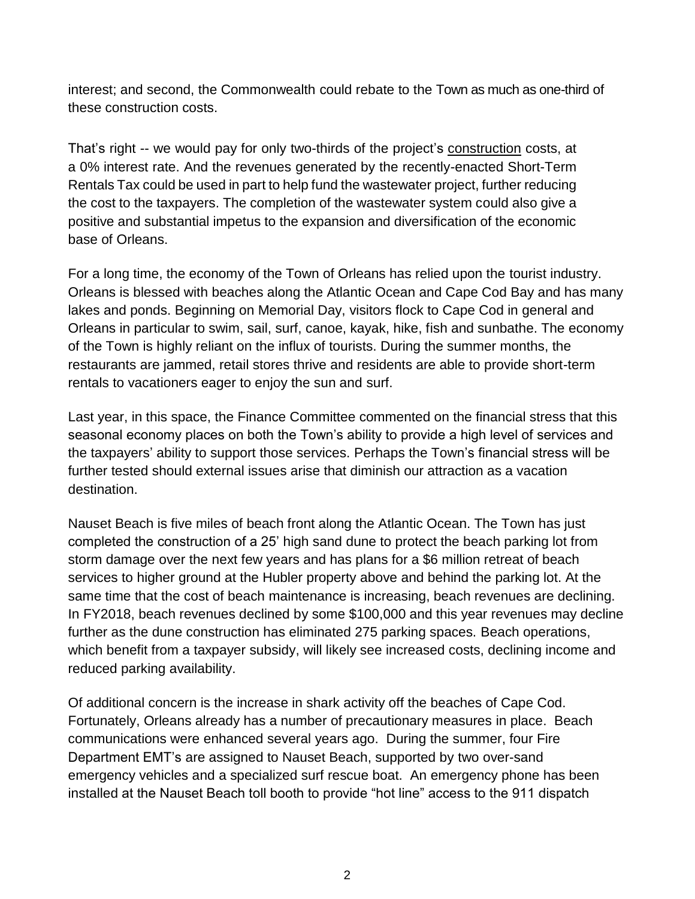interest; and second, the Commonwealth could rebate to the Town as much as one-third of these construction costs.

That's right -- we would pay for only two-thirds of the project's construction costs, at a 0% interest rate. And the revenues generated by the recently-enacted Short-Term Rentals Tax could be used in part to help fund the wastewater project, further reducing the cost to the taxpayers. The completion of the wastewater system could also give a positive and substantial impetus to the expansion and diversification of the economic base of Orleans.

For a long time, the economy of the Town of Orleans has relied upon the tourist industry. Orleans is blessed with beaches along the Atlantic Ocean and Cape Cod Bay and has many lakes and ponds. Beginning on Memorial Day, visitors flock to Cape Cod in general and Orleans in particular to swim, sail, surf, canoe, kayak, hike, fish and sunbathe. The economy of the Town is highly reliant on the influx of tourists. During the summer months, the restaurants are jammed, retail stores thrive and residents are able to provide short-term rentals to vacationers eager to enjoy the sun and surf.

Last year, in this space, the Finance Committee commented on the financial stress that this seasonal economy places on both the Town's ability to provide a high level of services and the taxpayers' ability to support those services. Perhaps the Town's financial stress will be further tested should external issues arise that diminish our attraction as a vacation destination.

Nauset Beach is five miles of beach front along the Atlantic Ocean. The Town has just completed the construction of a 25' high sand dune to protect the beach parking lot from storm damage over the next few years and has plans for a $6 million retreat of beach services to higher ground at the Hubler property above and behind the parking lot. At the same time that the cost of beach maintenance is increasing, beach revenues are declining. In FY2018, beach revenues declined by some $100,000 and this year revenues may decline further as the dune construction has eliminated 275 parking spaces. Beach operations, which benefit from a taxpayer subsidy, will likely see increased costs, declining income and reduced parking availability.

Of additional concern is the increase in shark activity off the beaches of Cape Cod. Fortunately, Orleans already has a number of precautionary measures in place. Beach communications were enhanced several years ago. During the summer, four Fire Department EMT's are assigned to Nauset Beach, supported by two over-sand emergency vehicles and a specialized surf rescue boat. An emergency phone has been installed at the Nauset Beach toll booth to provide "hot line" access to the 911 dispatch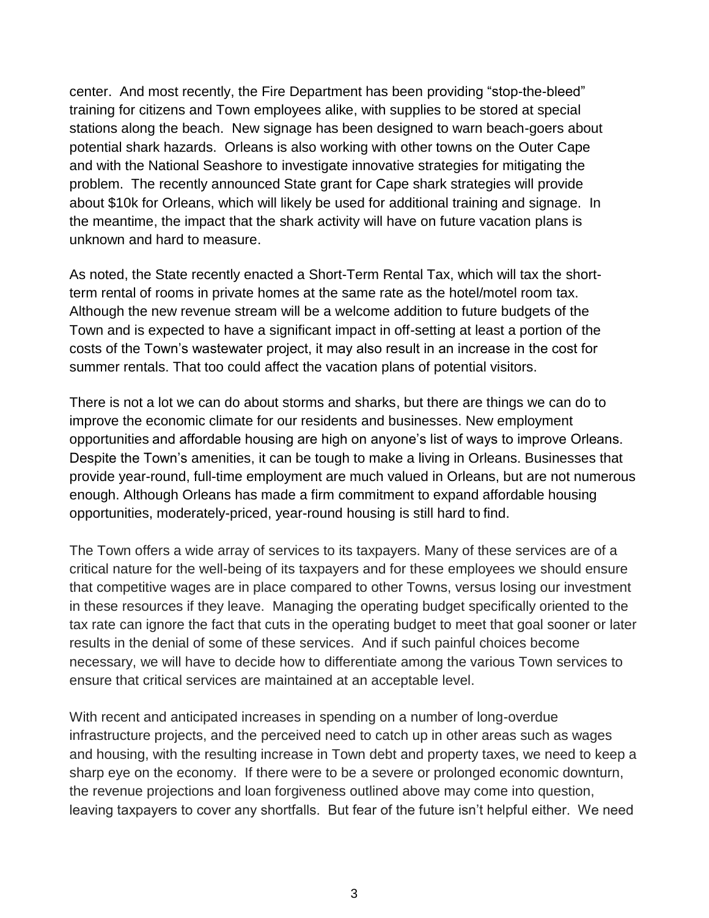center. And most recently, the Fire Department has been providing "stop-the-bleed" training for citizens and Town employees alike, with supplies to be stored at special stations along the beach. New signage has been designed to warn beach-goers about potential shark hazards. Orleans is also working with other towns on the Outer Cape and with the National Seashore to investigate innovative strategies for mitigating the problem. The recently announced State grant for Cape shark strategies will provide about $10k for Orleans, which will likely be used for additional training and signage. In the meantime, the impact that the shark activity will have on future vacation plans is unknown and hard to measure.

As noted, the State recently enacted a Short-Term Rental Tax, which will tax the short-term rental of rooms in private homes at the same rate as the hotel/motel room tax. Although the new revenue stream will be a welcome addition to future budgets of the Town and is expected to have a significant impact in off-setting at least a portion of the costs of the Town's wastewater project, it may also result in an increase in the cost for summer rentals. That too could affect the vacation plans of potential visitors.

There is not a lot we can do about storms and sharks, but there are things we can do to improve the economic climate for our residents and businesses. New employment opportunities and affordable housing are high on anyone's list of ways to improve Orleans. Despite the Town's amenities, it can be tough to make a living in Orleans. Businesses that provide year-round, full-time employment are much valued in Orleans, but are not numerous enough. Although Orleans has made a firm commitment to expand affordable housing opportunities, moderately-priced, year-round housing is still hard to find.

The Town offers a wide array of services to its taxpayers. Many of these services are of a critical nature for the well-being of its taxpayers and for these employees we should ensure that competitive wages are in place compared to other Towns, versus losing our investment in these resources if they leave. Managing the operating budget specifically oriented to the tax rate can ignore the fact that cuts in the operating budget to meet that goal sooner or later results in the denial of some of these services. And if such painful choices become necessary, we will have to decide how to differentiate among the various Town services to ensure that critical services are maintained at an acceptable level.

With recent and anticipated increases in spending on a number of long-overdue infrastructure projects, and the perceived need to catch up in other areas such as wages and housing, with the resulting increase in Town debt and property taxes, we need to keep a sharp eye on the economy. If there were to be a severe or prolonged economic downturn, the revenue projections and loan forgiveness outlined above may come into question, leaving taxpayers to cover any shortfalls. But fear of the future isn't helpful either. We need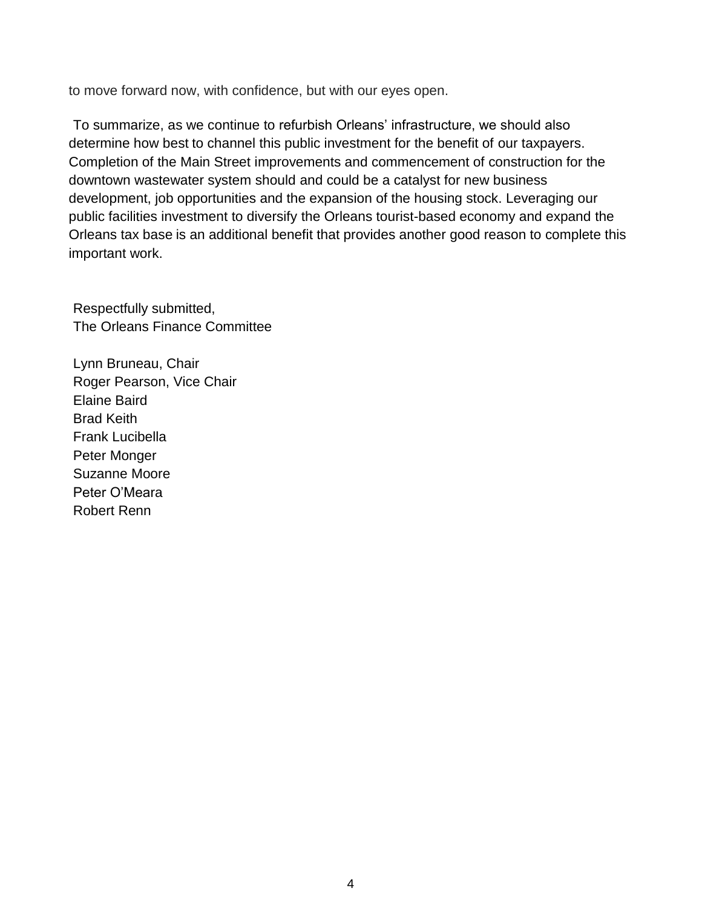to move forward now, with confidence, but with our eyes open.

To summarize, as we continue to refurbish Orleans' infrastructure, we should also determine how best to channel this public investment for the benefit of our taxpayers. Completion of the Main Street improvements and commencement of construction for the downtown wastewater system should and could be a catalyst for new business development, job opportunities and the expansion of the housing stock. Leveraging our public facilities investment to diversify the Orleans tourist-based economy and expand the Orleans tax base is an additional benefit that provides another good reason to complete this important work.

Respectfully submitted,
The Orleans Finance Committee

Lynn Bruneau, Chair
Roger Pearson, Vice Chair
Elaine Baird
Brad Keith
Frank Lucibella
Peter Monger
Suzanne Moore
Peter O'Meara
Robert Renn